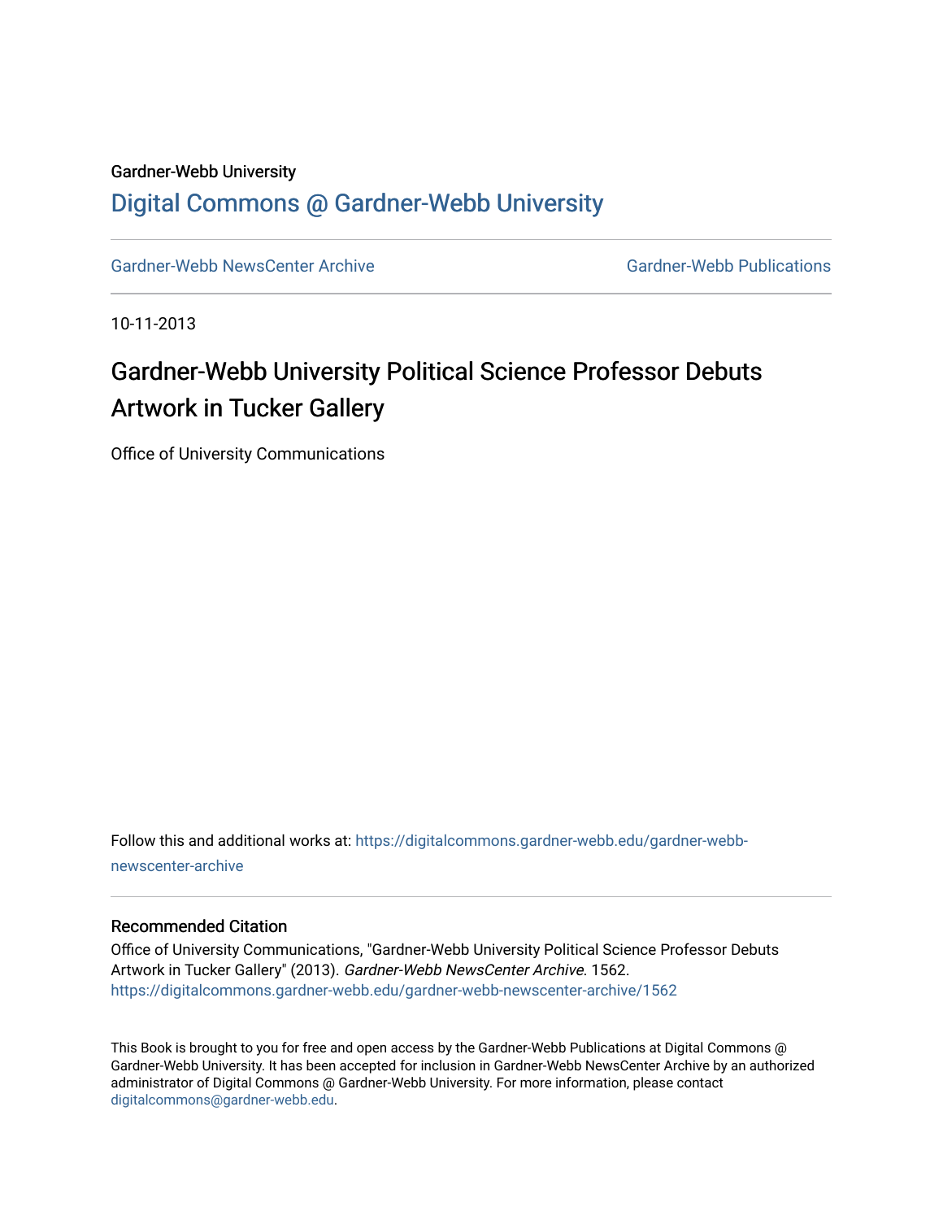Gardner-Webb University

## Digital Commons @ Gardner-Webb University

Gardner-Webb NewsCenter Archive | Gardner-Webb Publications

10-11-2013

# Gardner-Webb University Political Science Professor Debuts Artwork in Tucker Gallery

Office of University Communications

Follow this and additional works at: https://digitalcommons.gardner-webb.edu/gardner-webb-newscenter-archive

### Recommended Citation

Office of University Communications, "Gardner-Webb University Political Science Professor Debuts Artwork in Tucker Gallery" (2013). *Gardner-Webb NewsCenter Archive*. 1562.
https://digitalcommons.gardner-webb.edu/gardner-webb-newscenter-archive/1562

This Book is brought to you for free and open access by the Gardner-Webb Publications at Digital Commons @ Gardner-Webb University. It has been accepted for inclusion in Gardner-Webb NewsCenter Archive by an authorized administrator of Digital Commons @ Gardner-Webb University. For more information, please contact digitalcommons@gardner-webb.edu.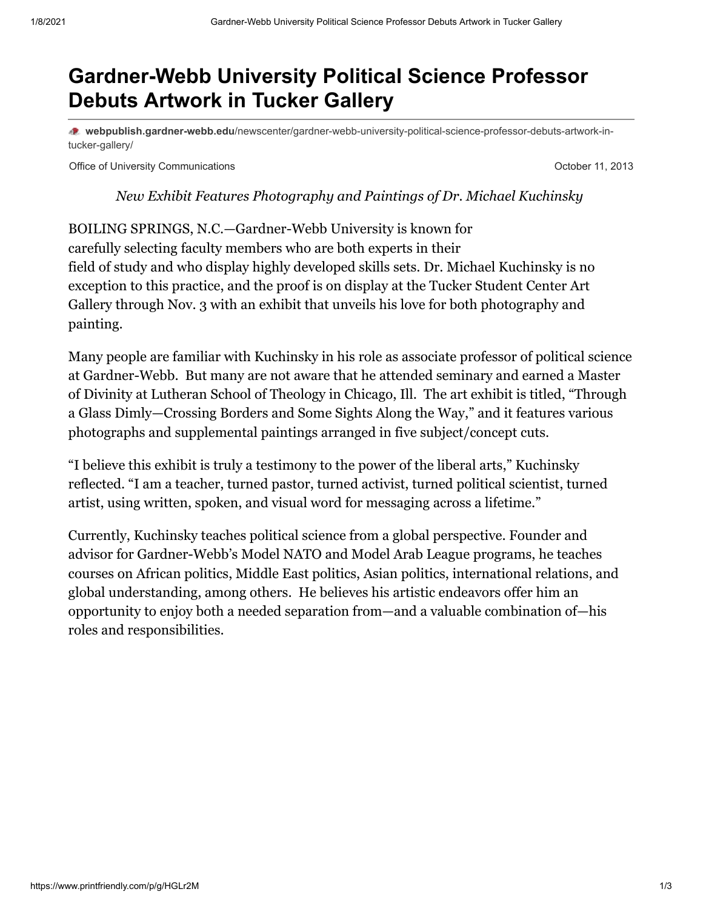# Gardner-Webb University Political Science Professor Debuts Artwork in Tucker Gallery

**webpublish.gardner-webb.edu**/newscenter/gardner-webb-university-political-science-professor-debuts-artwork-in-tucker-gallery/

Office of University Communications — October 11, 2013

*New Exhibit Features Photography and Paintings of Dr. Michael Kuchinsky*

BOILING SPRINGS, N.C.—Gardner-Webb University is known for carefully selecting faculty members who are both experts in their field of study and who display highly developed skills sets. Dr. Michael Kuchinsky is no exception to this practice, and the proof is on display at the Tucker Student Center Art Gallery through Nov. 3 with an exhibit that unveils his love for both photography and painting.

Many people are familiar with Kuchinsky in his role as associate professor of political science at Gardner-Webb. But many are not aware that he attended seminary and earned a Master of Divinity at Lutheran School of Theology in Chicago, Ill. The art exhibit is titled, "Through a Glass Dimly—Crossing Borders and Some Sights Along the Way," and it features various photographs and supplemental paintings arranged in five subject/concept cuts.

"I believe this exhibit is truly a testimony to the power of the liberal arts," Kuchinsky reflected. "I am a teacher, turned pastor, turned activist, turned political scientist, turned artist, using written, spoken, and visual word for messaging across a lifetime."

Currently, Kuchinsky teaches political science from a global perspective. Founder and advisor for Gardner-Webb's Model NATO and Model Arab League programs, he teaches courses on African politics, Middle East politics, Asian politics, international relations, and global understanding, among others. He believes his artistic endeavors offer him an opportunity to enjoy both a needed separation from—and a valuable combination of—his roles and responsibilities.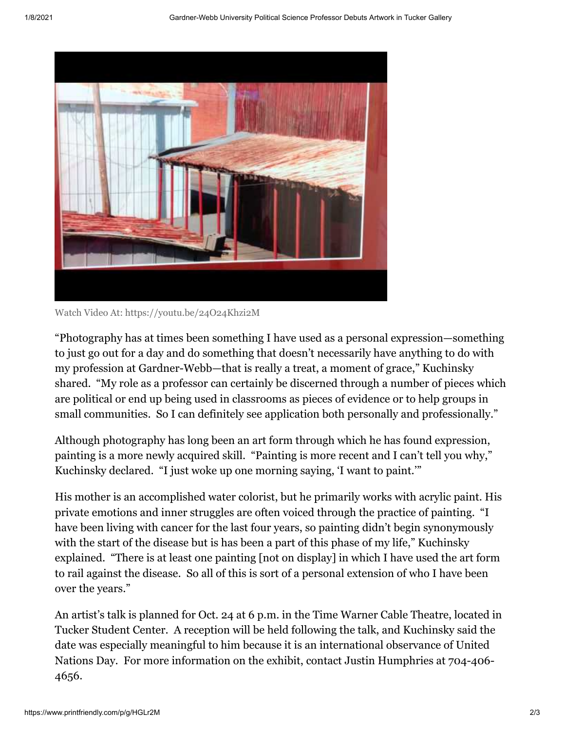Watch Video At: https://youtu.be/24O24Khzi2M

"Photography has at times been something I have used as a personal expression—something to just go out for a day and do something that doesn't necessarily have anything to do with my profession at Gardner-Webb—that is really a treat, a moment of grace," Kuchinsky shared. "My role as a professor can certainly be discerned through a number of pieces which are political or end up being used in classrooms as pieces of evidence or to help groups in small communities. So I can definitely see application both personally and professionally."

Although photography has long been an art form through which he has found expression, painting is a more newly acquired skill. "Painting is more recent and I can't tell you why," Kuchinsky declared. "I just woke up one morning saying, 'I want to paint.'"

His mother is an accomplished water colorist, but he primarily works with acrylic paint. His private emotions and inner struggles are often voiced through the practice of painting. "I have been living with cancer for the last four years, so painting didn't begin synonymously with the start of the disease but is has been a part of this phase of my life," Kuchinsky explained. "There is at least one painting [not on display] in which I have used the art form to rail against the disease. So all of this is sort of a personal extension of who I have been over the years."

An artist's talk is planned for Oct. 24 at 6 p.m. in the Time Warner Cable Theatre, located in Tucker Student Center. A reception will be held following the talk, and Kuchinsky said the date was especially meaningful to him because it is an international observance of United Nations Day. For more information on the exhibit, contact Justin Humphries at 704-406-4656.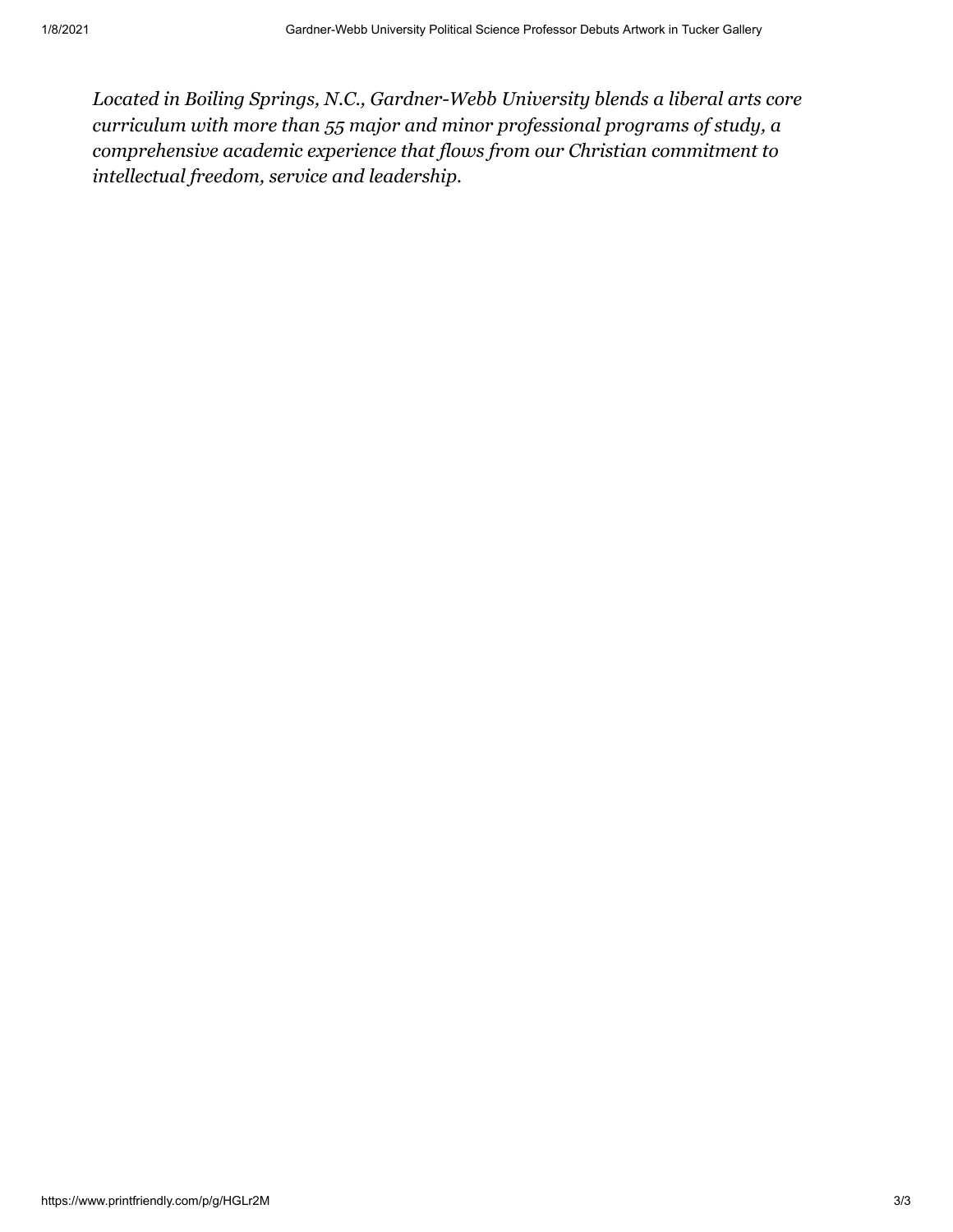*Located in Boiling Springs, N.C., Gardner-Webb University blends a liberal arts core curriculum with more than 55 major and minor professional programs of study, a comprehensive academic experience that flows from our Christian commitment to intellectual freedom, service and leadership.*